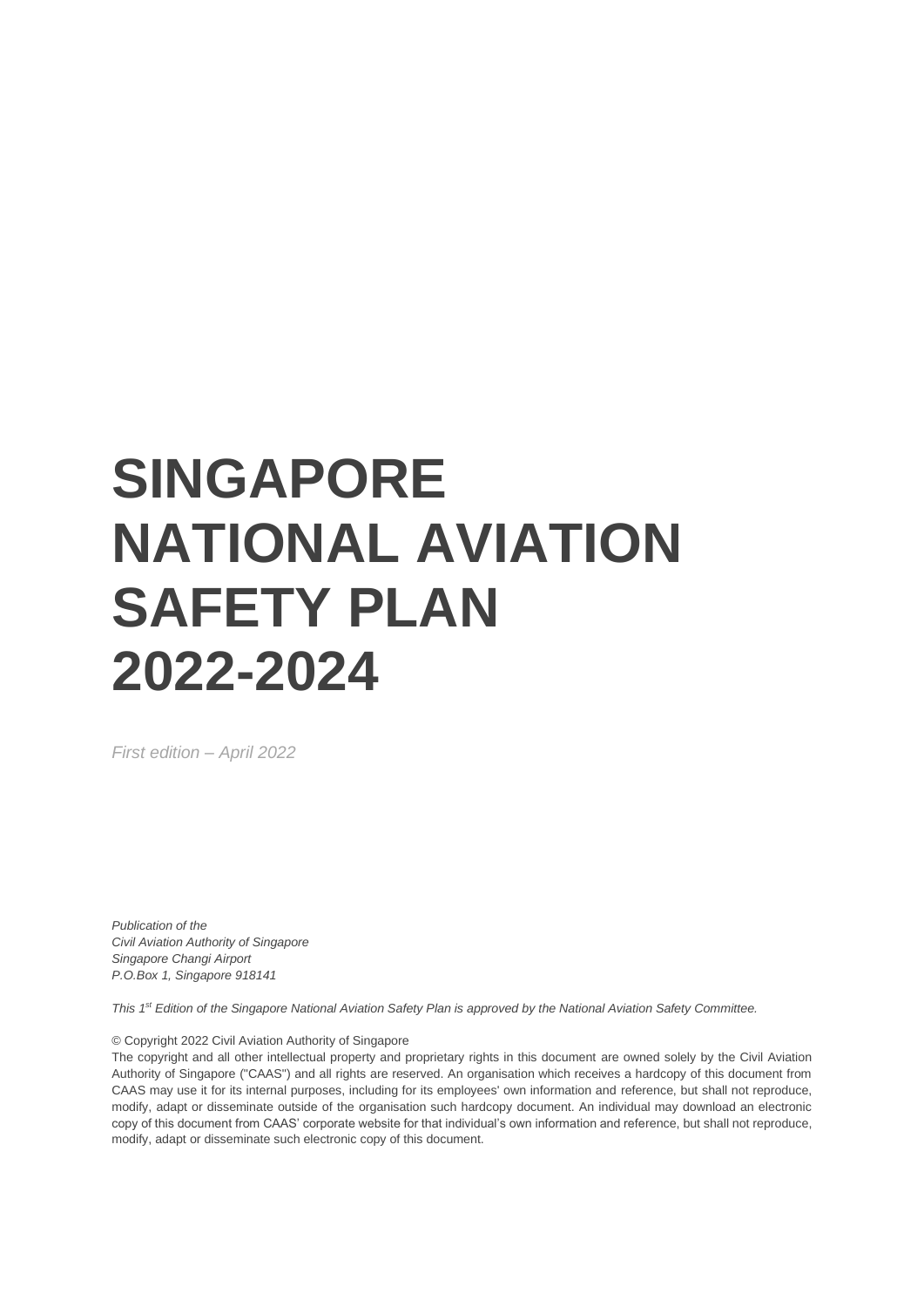# SINGAPORE NATIONAL AVIATION SAFETY PLAN 2022-2024

*First edition – April 2022*

*Publication of the*
*Civil Aviation Authority of Singapore*
*Singapore Changi Airport*
*P.O.Box 1, Singapore 918141*

*This 1st Edition of the Singapore National Aviation Safety Plan is approved by the National Aviation Safety Committee.*

© Copyright 2022 Civil Aviation Authority of Singapore

The copyright and all other intellectual property and proprietary rights in this document are owned solely by the Civil Aviation Authority of Singapore ("CAAS") and all rights are reserved. An organisation which receives a hardcopy of this document from CAAS may use it for its internal purposes, including for its employees' own information and reference, but shall not reproduce, modify, adapt or disseminate outside of the organisation such hardcopy document. An individual may download an electronic copy of this document from CAAS' corporate website for that individual's own information and reference, but shall not reproduce, modify, adapt or disseminate such electronic copy of this document.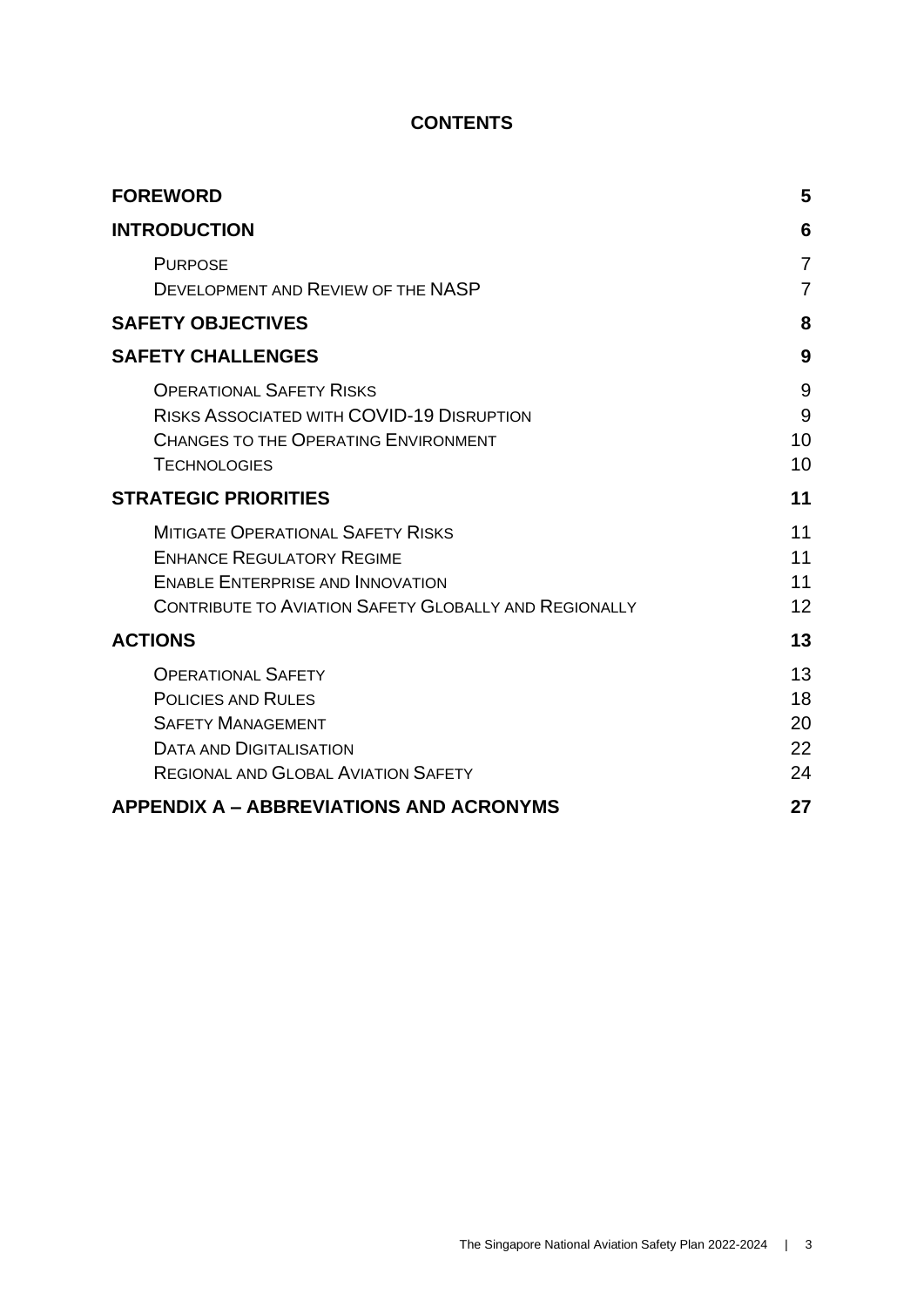# CONTENTS

| | |
|---|---|
| **FOREWORD** | **5** |
| **INTRODUCTION** | **6** |
| Purpose | 7 |
| Development and Review of the NASP | 7 |
| **SAFETY OBJECTIVES** | **8** |
| **SAFETY CHALLENGES** | **9** |
| Operational Safety Risks | 9 |
| Risks Associated with COVID-19 Disruption | 9 |
| Changes to the Operating Environment | 10 |
| Technologies | 10 |
| **STRATEGIC PRIORITIES** | **11** |
| Mitigate Operational Safety Risks | 11 |
| Enhance Regulatory Regime | 11 |
| Enable Enterprise and Innovation | 11 |
| Contribute to Aviation Safety Globally and Regionally | 12 |
| **ACTIONS** | **13** |
| Operational Safety | 13 |
| Policies and Rules | 18 |
| Safety Management | 20 |
| Data and Digitalisation | 22 |
| Regional and Global Aviation Safety | 24 |
| **APPENDIX A – ABBREVIATIONS AND ACRONYMS** | **27** |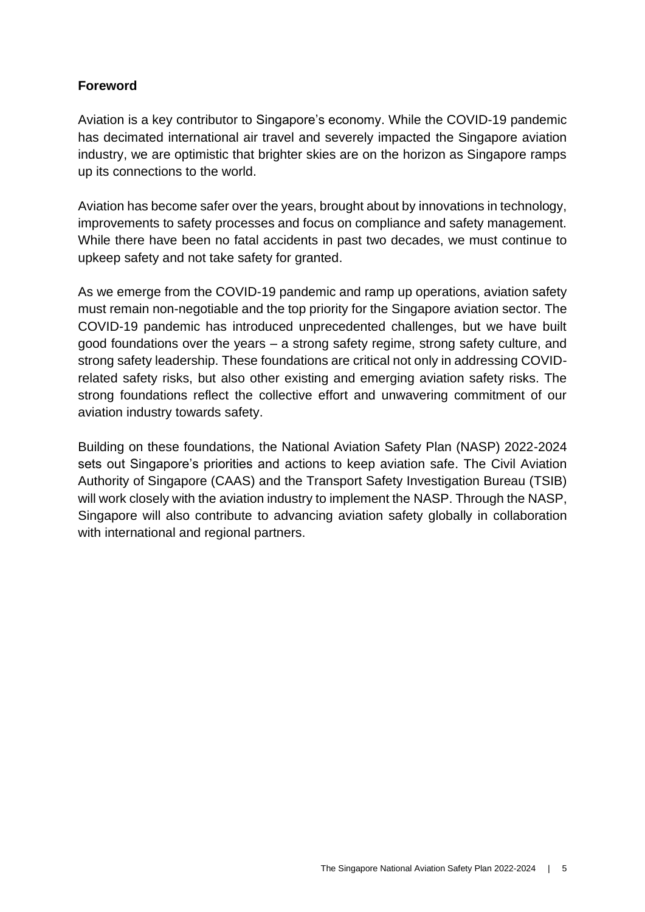## Foreword

Aviation is a key contributor to Singapore's economy. While the COVID-19 pandemic has decimated international air travel and severely impacted the Singapore aviation industry, we are optimistic that brighter skies are on the horizon as Singapore ramps up its connections to the world.

Aviation has become safer over the years, brought about by innovations in technology, improvements to safety processes and focus on compliance and safety management. While there have been no fatal accidents in past two decades, we must continue to upkeep safety and not take safety for granted.

As we emerge from the COVID-19 pandemic and ramp up operations, aviation safety must remain non-negotiable and the top priority for the Singapore aviation sector. The COVID-19 pandemic has introduced unprecedented challenges, but we have built good foundations over the years – a strong safety regime, strong safety culture, and strong safety leadership. These foundations are critical not only in addressing COVID-related safety risks, but also other existing and emerging aviation safety risks. The strong foundations reflect the collective effort and unwavering commitment of our aviation industry towards safety.

Building on these foundations, the National Aviation Safety Plan (NASP) 2022-2024 sets out Singapore's priorities and actions to keep aviation safe. The Civil Aviation Authority of Singapore (CAAS) and the Transport Safety Investigation Bureau (TSIB) will work closely with the aviation industry to implement the NASP. Through the NASP, Singapore will also contribute to advancing aviation safety globally in collaboration with international and regional partners.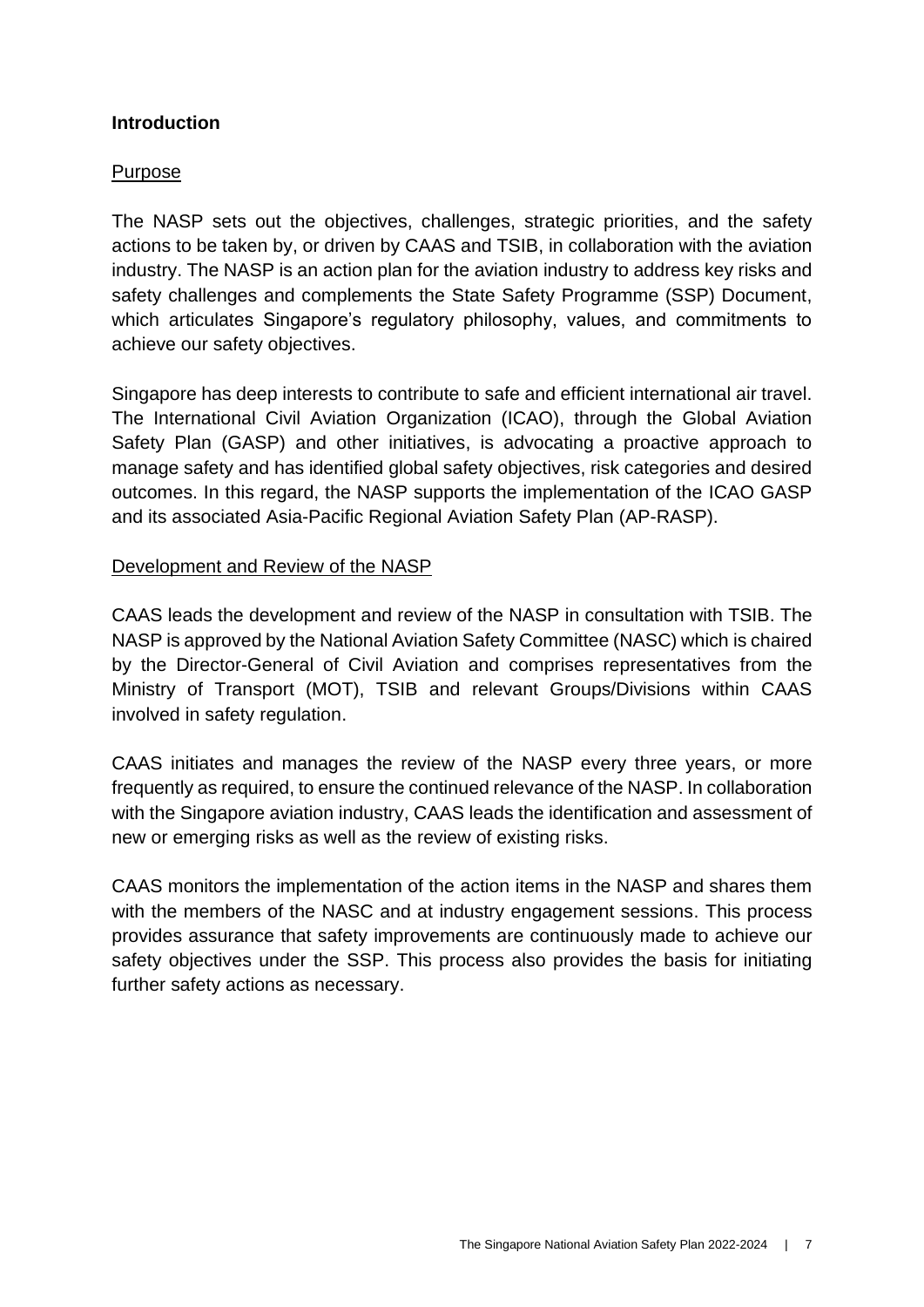## Introduction

### Purpose

The NASP sets out the objectives, challenges, strategic priorities, and the safety actions to be taken by, or driven by CAAS and TSIB, in collaboration with the aviation industry. The NASP is an action plan for the aviation industry to address key risks and safety challenges and complements the State Safety Programme (SSP) Document, which articulates Singapore's regulatory philosophy, values, and commitments to achieve our safety objectives.

Singapore has deep interests to contribute to safe and efficient international air travel. The International Civil Aviation Organization (ICAO), through the Global Aviation Safety Plan (GASP) and other initiatives, is advocating a proactive approach to manage safety and has identified global safety objectives, risk categories and desired outcomes. In this regard, the NASP supports the implementation of the ICAO GASP and its associated Asia-Pacific Regional Aviation Safety Plan (AP-RASP).

### Development and Review of the NASP

CAAS leads the development and review of the NASP in consultation with TSIB. The NASP is approved by the National Aviation Safety Committee (NASC) which is chaired by the Director-General of Civil Aviation and comprises representatives from the Ministry of Transport (MOT), TSIB and relevant Groups/Divisions within CAAS involved in safety regulation.

CAAS initiates and manages the review of the NASP every three years, or more frequently as required, to ensure the continued relevance of the NASP. In collaboration with the Singapore aviation industry, CAAS leads the identification and assessment of new or emerging risks as well as the review of existing risks.

CAAS monitors the implementation of the action items in the NASP and shares them with the members of the NASC and at industry engagement sessions. This process provides assurance that safety improvements are continuously made to achieve our safety objectives under the SSP. This process also provides the basis for initiating further safety actions as necessary.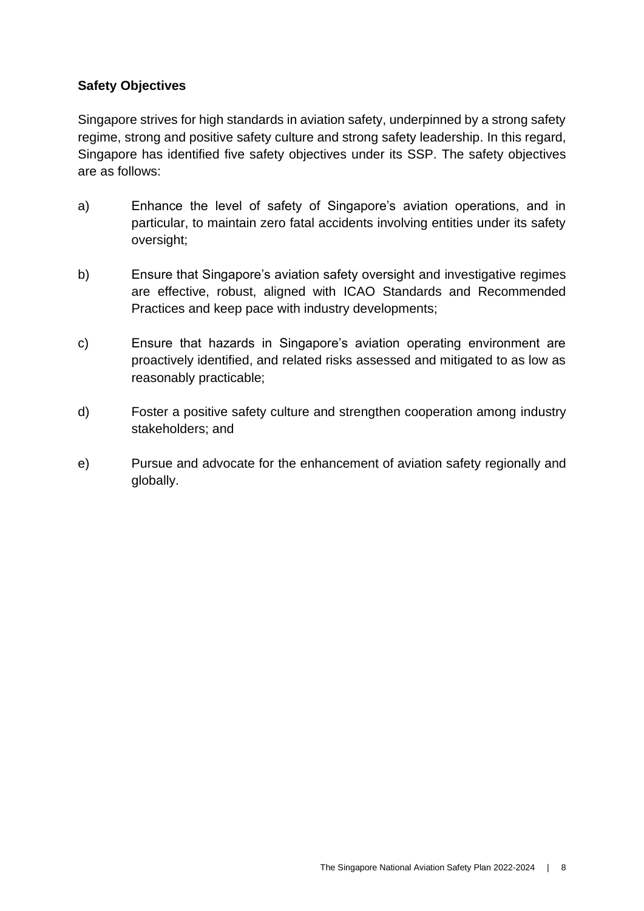**Safety Objectives**

Singapore strives for high standards in aviation safety, underpinned by a strong safety regime, strong and positive safety culture and strong safety leadership. In this regard, Singapore has identified five safety objectives under its SSP. The safety objectives are as follows:

a) Enhance the level of safety of Singapore's aviation operations, and in particular, to maintain zero fatal accidents involving entities under its safety oversight;

b) Ensure that Singapore's aviation safety oversight and investigative regimes are effective, robust, aligned with ICAO Standards and Recommended Practices and keep pace with industry developments;

c) Ensure that hazards in Singapore's aviation operating environment are proactively identified, and related risks assessed and mitigated to as low as reasonably practicable;

d) Foster a positive safety culture and strengthen cooperation among industry stakeholders; and

e) Pursue and advocate for the enhancement of aviation safety regionally and globally.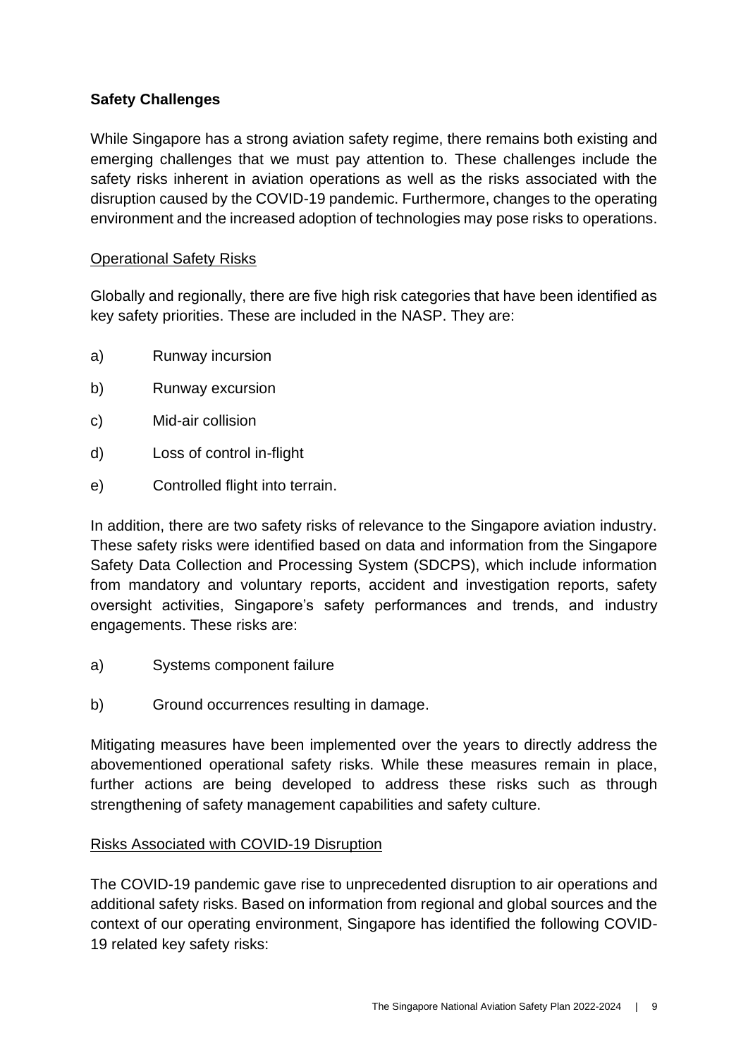## Safety Challenges

While Singapore has a strong aviation safety regime, there remains both existing and emerging challenges that we must pay attention to. These challenges include the safety risks inherent in aviation operations as well as the risks associated with the disruption caused by the COVID-19 pandemic. Furthermore, changes to the operating environment and the increased adoption of technologies may pose risks to operations.

### Operational Safety Risks

Globally and regionally, there are five high risk categories that have been identified as key safety priorities. These are included in the NASP. They are:

a) Runway incursion

b) Runway excursion

c) Mid-air collision

d) Loss of control in-flight

e) Controlled flight into terrain.

In addition, there are two safety risks of relevance to the Singapore aviation industry. These safety risks were identified based on data and information from the Singapore Safety Data Collection and Processing System (SDCPS), which include information from mandatory and voluntary reports, accident and investigation reports, safety oversight activities, Singapore's safety performances and trends, and industry engagements. These risks are:

a) Systems component failure

b) Ground occurrences resulting in damage.

Mitigating measures have been implemented over the years to directly address the abovementioned operational safety risks. While these measures remain in place, further actions are being developed to address these risks such as through strengthening of safety management capabilities and safety culture.

### Risks Associated with COVID-19 Disruption

The COVID-19 pandemic gave rise to unprecedented disruption to air operations and additional safety risks. Based on information from regional and global sources and the context of our operating environment, Singapore has identified the following COVID-19 related key safety risks: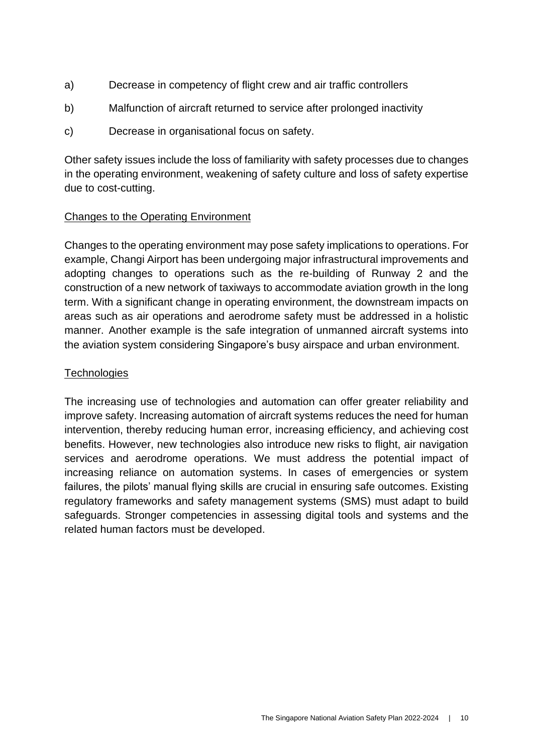a) Decrease in competency of flight crew and air traffic controllers

b) Malfunction of aircraft returned to service after prolonged inactivity

c) Decrease in organisational focus on safety.

Other safety issues include the loss of familiarity with safety processes due to changes in the operating environment, weakening of safety culture and loss of safety expertise due to cost-cutting.

<u>Changes to the Operating Environment</u>

Changes to the operating environment may pose safety implications to operations. For example, Changi Airport has been undergoing major infrastructural improvements and adopting changes to operations such as the re-building of Runway 2 and the construction of a new network of taxiways to accommodate aviation growth in the long term. With a significant change in operating environment, the downstream impacts on areas such as air operations and aerodrome safety must be addressed in a holistic manner. Another example is the safe integration of unmanned aircraft systems into the aviation system considering Singapore's busy airspace and urban environment.

<u>Technologies</u>

The increasing use of technologies and automation can offer greater reliability and improve safety. Increasing automation of aircraft systems reduces the need for human intervention, thereby reducing human error, increasing efficiency, and achieving cost benefits. However, new technologies also introduce new risks to flight, air navigation services and aerodrome operations. We must address the potential impact of increasing reliance on automation systems. In cases of emergencies or system failures, the pilots' manual flying skills are crucial in ensuring safe outcomes. Existing regulatory frameworks and safety management systems (SMS) must adapt to build safeguards. Stronger competencies in assessing digital tools and systems and the related human factors must be developed.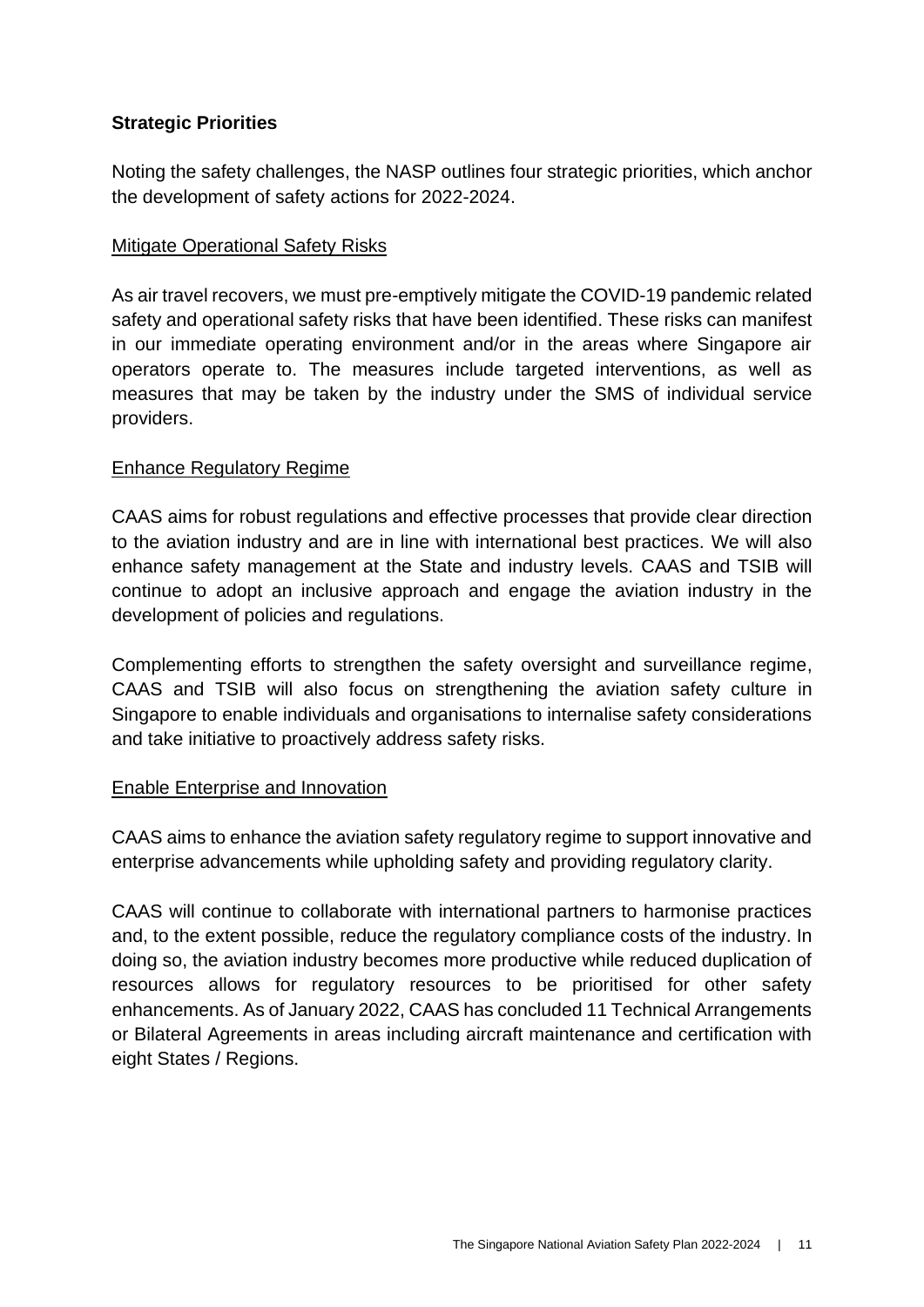## Strategic Priorities

Noting the safety challenges, the NASP outlines four strategic priorities, which anchor the development of safety actions for 2022-2024.

### Mitigate Operational Safety Risks

As air travel recovers, we must pre-emptively mitigate the COVID-19 pandemic related safety and operational safety risks that have been identified. These risks can manifest in our immediate operating environment and/or in the areas where Singapore air operators operate to. The measures include targeted interventions, as well as measures that may be taken by the industry under the SMS of individual service providers.

### Enhance Regulatory Regime

CAAS aims for robust regulations and effective processes that provide clear direction to the aviation industry and are in line with international best practices. We will also enhance safety management at the State and industry levels. CAAS and TSIB will continue to adopt an inclusive approach and engage the aviation industry in the development of policies and regulations.

Complementing efforts to strengthen the safety oversight and surveillance regime, CAAS and TSIB will also focus on strengthening the aviation safety culture in Singapore to enable individuals and organisations to internalise safety considerations and take initiative to proactively address safety risks.

### Enable Enterprise and Innovation

CAAS aims to enhance the aviation safety regulatory regime to support innovative and enterprise advancements while upholding safety and providing regulatory clarity.

CAAS will continue to collaborate with international partners to harmonise practices and, to the extent possible, reduce the regulatory compliance costs of the industry. In doing so, the aviation industry becomes more productive while reduced duplication of resources allows for regulatory resources to be prioritised for other safety enhancements. As of January 2022, CAAS has concluded 11 Technical Arrangements or Bilateral Agreements in areas including aircraft maintenance and certification with eight States / Regions.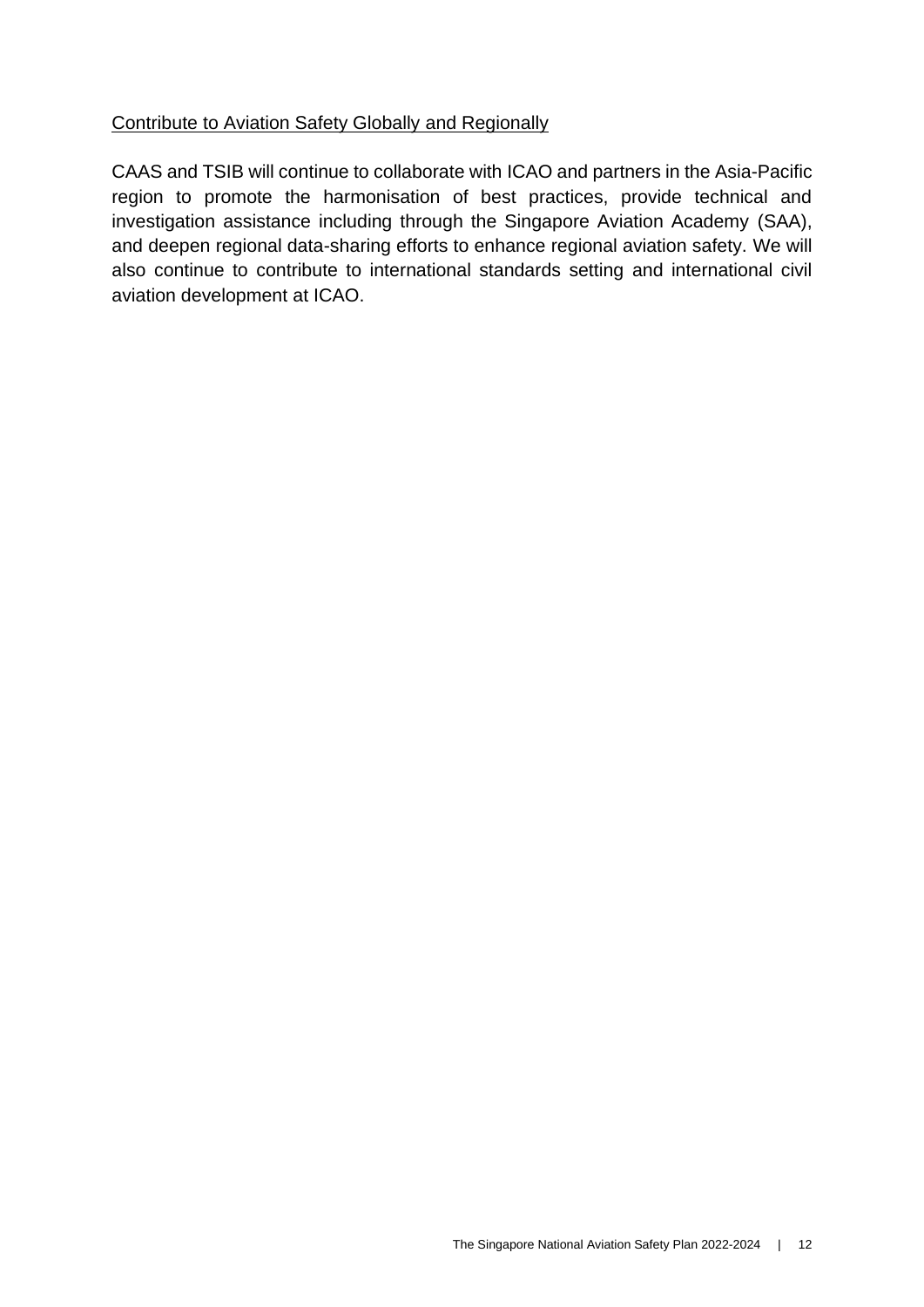<u>Contribute to Aviation Safety Globally and Regionally</u>

CAAS and TSIB will continue to collaborate with ICAO and partners in the Asia-Pacific region to promote the harmonisation of best practices, provide technical and investigation assistance including through the Singapore Aviation Academy (SAA), and deepen regional data-sharing efforts to enhance regional aviation safety. We will also continue to contribute to international standards setting and international civil aviation development at ICAO.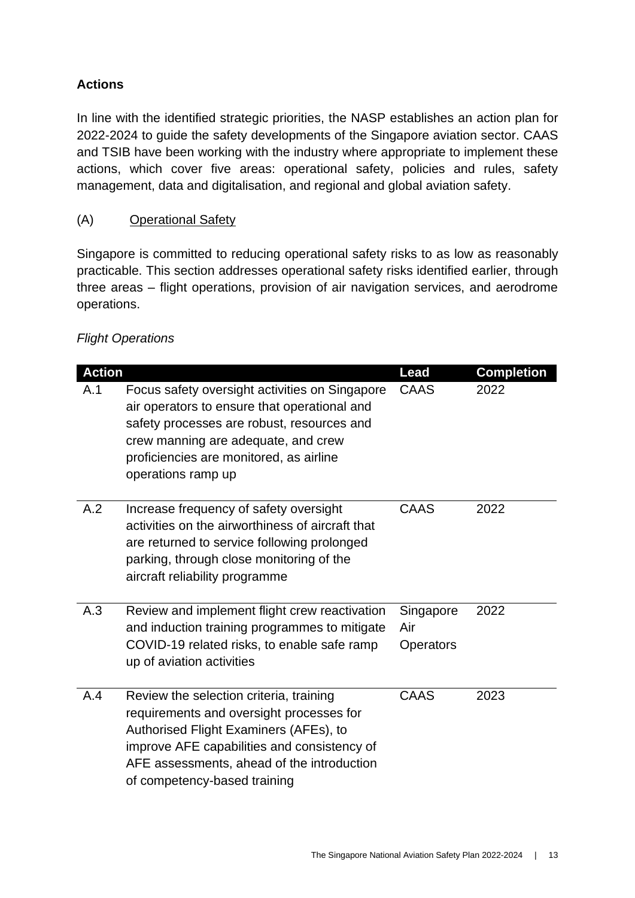**Actions**

In line with the identified strategic priorities, the NASP establishes an action plan for 2022-2024 to guide the safety developments of the Singapore aviation sector. CAAS and TSIB have been working with the industry where appropriate to implement these actions, which cover five areas: operational safety, policies and rules, safety management, data and digitalisation, and regional and global aviation safety.

(A) Operational Safety

Singapore is committed to reducing operational safety risks to as low as reasonably practicable. This section addresses operational safety risks identified earlier, through three areas – flight operations, provision of air navigation services, and aerodrome operations.

*Flight Operations*

| Action | | Lead | Completion |
|---|---|---|---|
| A.1 | Focus safety oversight activities on Singapore air operators to ensure that operational and safety processes are robust, resources and crew manning are adequate, and crew proficiencies are monitored, as airline operations ramp up | CAAS | 2022 |
| A.2 | Increase frequency of safety oversight activities on the airworthiness of aircraft that are returned to service following prolonged parking, through close monitoring of the aircraft reliability programme | CAAS | 2022 |
| A.3 | Review and implement flight crew reactivation and induction training programmes to mitigate COVID-19 related risks, to enable safe ramp up of aviation activities | Singapore Air Operators | 2022 |
| A.4 | Review the selection criteria, training requirements and oversight processes for Authorised Flight Examiners (AFEs), to improve AFE capabilities and consistency of AFE assessments, ahead of the introduction of competency-based training | CAAS | 2023 |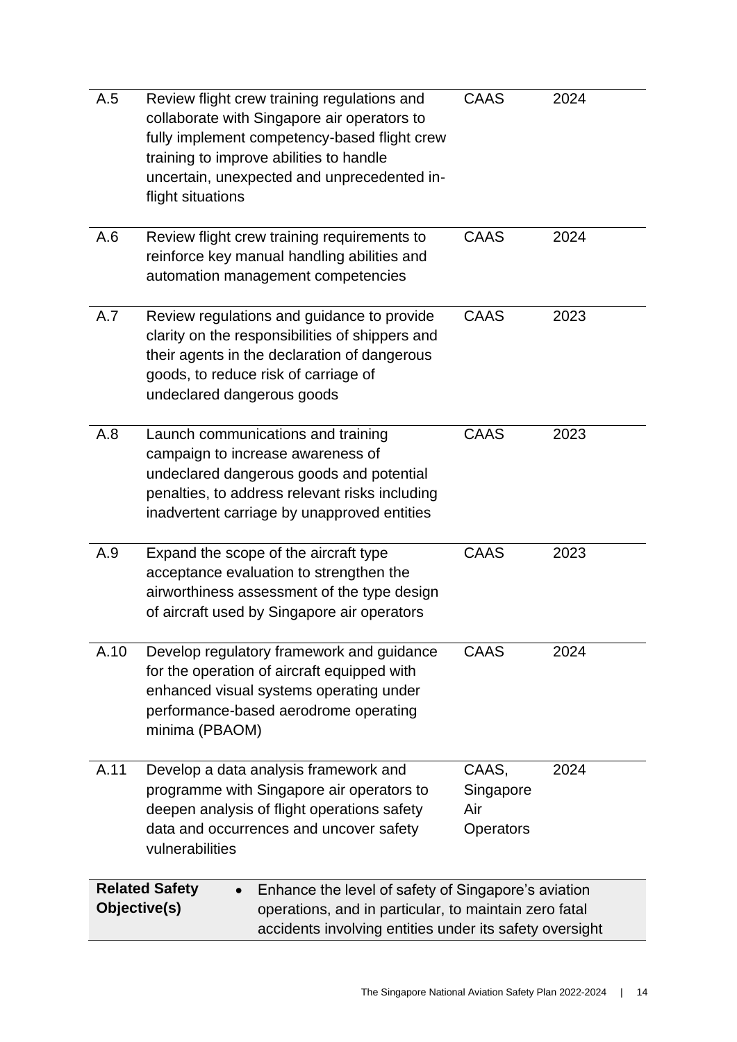| | | | |
|---|---|---|---|
| A.5 | Review flight crew training regulations and collaborate with Singapore air operators to fully implement competency-based flight crew training to improve abilities to handle uncertain, unexpected and unprecedented in-flight situations | CAAS | 2024 |
| A.6 | Review flight crew training requirements to reinforce key manual handling abilities and automation management competencies | CAAS | 2024 |
| A.7 | Review regulations and guidance to provide clarity on the responsibilities of shippers and their agents in the declaration of dangerous goods, to reduce risk of carriage of undeclared dangerous goods | CAAS | 2023 |
| A.8 | Launch communications and training campaign to increase awareness of undeclared dangerous goods and potential penalties, to address relevant risks including inadvertent carriage by unapproved entities | CAAS | 2023 |
| A.9 | Expand the scope of the aircraft type acceptance evaluation to strengthen the airworthiness assessment of the type design of aircraft used by Singapore air operators | CAAS | 2023 |
| A.10 | Develop regulatory framework and guidance for the operation of aircraft equipped with enhanced visual systems operating under performance-based aerodrome operating minima (PBAOM) | CAAS | 2024 |
| A.11 | Develop a data analysis framework and programme with Singapore air operators to deepen analysis of flight operations safety data and occurrences and uncover safety vulnerabilities | CAAS, Singapore Air Operators | 2024 |

| **Related Safety Objective(s)** | |
|---|---|
| | • Enhance the level of safety of Singapore's aviation operations, and in particular, to maintain zero fatal accidents involving entities under its safety oversight |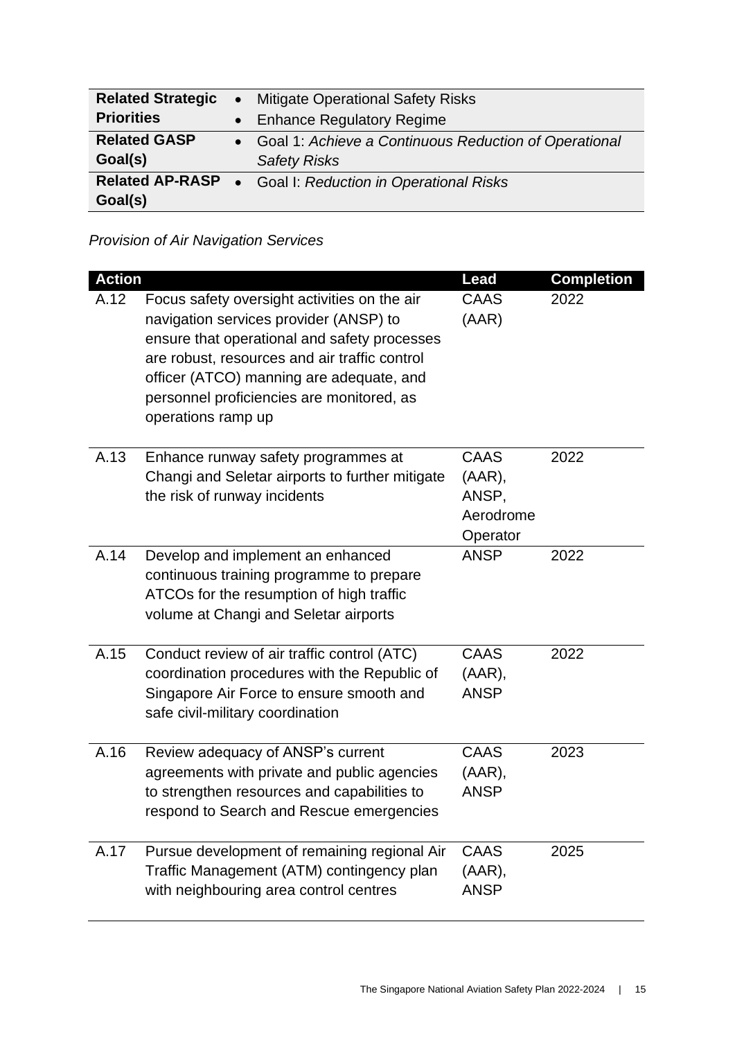| | |
|---|---|
| **Related Strategic Priorities** | • Mitigate Operational Safety Risks<br>• Enhance Regulatory Regime |
| **Related GASP Goal(s)** | • Goal 1: *Achieve a Continuous Reduction of Operational Safety Risks* |
| **Related AP-RASP Goal(s)** | • Goal I: *Reduction in Operational Risks* |

*Provision of Air Navigation Services*

| Action | | Lead | Completion |
|---|---|---|---|
| A.12 | Focus safety oversight activities on the air navigation services provider (ANSP) to ensure that operational and safety processes are robust, resources and air traffic control officer (ATCO) manning are adequate, and personnel proficiencies are monitored, as operations ramp up | CAAS (AAR) | 2022 |
| A.13 | Enhance runway safety programmes at Changi and Seletar airports to further mitigate the risk of runway incidents | CAAS (AAR), ANSP, Aerodrome Operator | 2022 |
| A.14 | Develop and implement an enhanced continuous training programme to prepare ATCOs for the resumption of high traffic volume at Changi and Seletar airports | ANSP | 2022 |
| A.15 | Conduct review of air traffic control (ATC) coordination procedures with the Republic of Singapore Air Force to ensure smooth and safe civil-military coordination | CAAS (AAR), ANSP | 2022 |
| A.16 | Review adequacy of ANSP's current agreements with private and public agencies to strengthen resources and capabilities to respond to Search and Rescue emergencies | CAAS (AAR), ANSP | 2023 |
| A.17 | Pursue development of remaining regional Air Traffic Management (ATM) contingency plan with neighbouring area control centres | CAAS (AAR), ANSP | 2025 |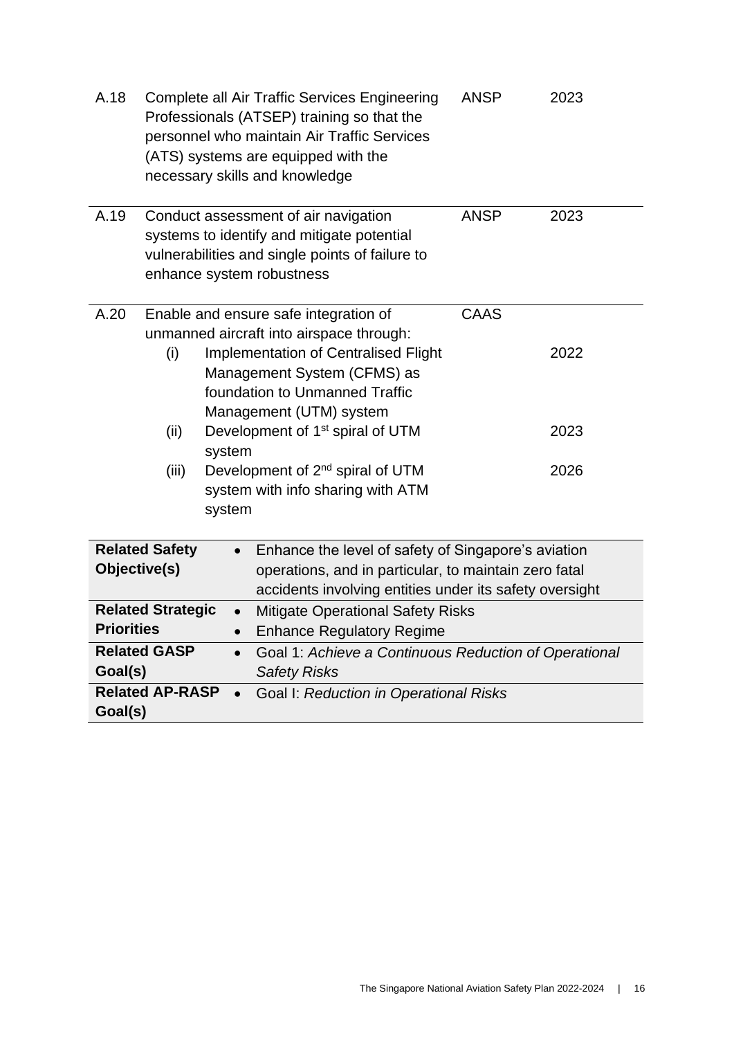| | | | |
|---|---|---|---|
| A.18 | Complete all Air Traffic Services Engineering Professionals (ATSEP) training so that the personnel who maintain Air Traffic Services (ATS) systems are equipped with the necessary skills and knowledge | ANSP | 2023 |
| A.19 | Conduct assessment of air navigation systems to identify and mitigate potential vulnerabilities and single points of failure to enhance system robustness | ANSP | 2023 |
| A.20 | Enable and ensure safe integration of unmanned aircraft into airspace through: | CAAS | |
| | (i) Implementation of Centralised Flight Management System (CFMS) as foundation to Unmanned Traffic Management (UTM) system | | 2022 |
| | (ii) Development of 1st spiral of UTM system | | 2023 |
| | (iii) Development of 2nd spiral of UTM system with info sharing with ATM system | | 2026 |

| | |
|---|---|
| **Related Safety Objective(s)** | • Enhance the level of safety of Singapore's aviation operations, and in particular, to maintain zero fatal accidents involving entities under its safety oversight |
| **Related Strategic Priorities** | • Mitigate Operational Safety Risks<br>• Enhance Regulatory Regime |
| **Related GASP Goal(s)** | • Goal 1: *Achieve a Continuous Reduction of Operational Safety Risks* |
| **Related AP-RASP Goal(s)** | • Goal I: *Reduction in Operational Risks* |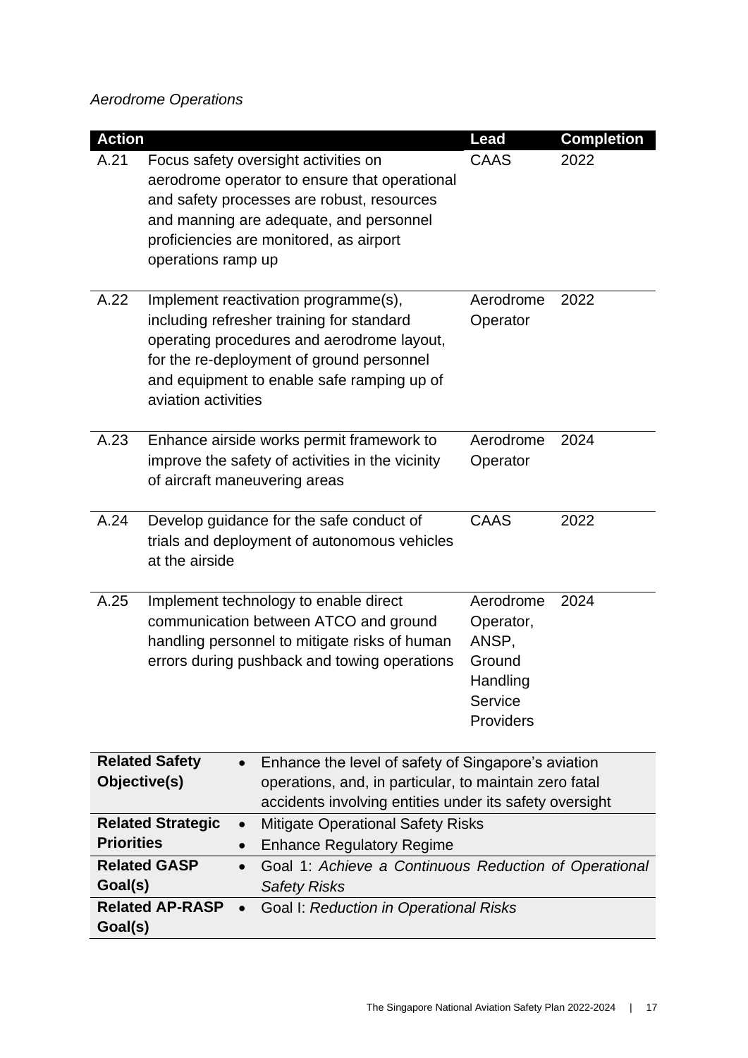*Aerodrome Operations*

| Action | | Lead | Completion |
|---|---|---|---|
| A.21 | Focus safety oversight activities on aerodrome operator to ensure that operational and safety processes are robust, resources and manning are adequate, and personnel proficiencies are monitored, as airport operations ramp up | CAAS | 2022 |
| A.22 | Implement reactivation programme(s), including refresher training for standard operating procedures and aerodrome layout, for the re-deployment of ground personnel and equipment to enable safe ramping up of aviation activities | Aerodrome Operator | 2022 |
| A.23 | Enhance airside works permit framework to improve the safety of activities in the vicinity of aircraft maneuvering areas | Aerodrome Operator | 2024 |
| A.24 | Develop guidance for the safe conduct of trials and deployment of autonomous vehicles at the airside | CAAS | 2022 |
| A.25 | Implement technology to enable direct communication between ATCO and ground handling personnel to mitigate risks of human errors during pushback and towing operations | Aerodrome Operator, ANSP, Ground Handling Service Providers | 2024 |

| | |
|---|---|
| **Related Safety Objective(s)** | • Enhance the level of safety of Singapore's aviation operations, and, in particular, to maintain zero fatal accidents involving entities under its safety oversight |
| **Related Strategic Priorities** | • Mitigate Operational Safety Risks<br>• Enhance Regulatory Regime |
| **Related GASP Goal(s)** | • Goal 1: *Achieve a Continuous Reduction of Operational Safety Risks* |
| **Related AP-RASP Goal(s)** | • Goal I: *Reduction in Operational Risks* |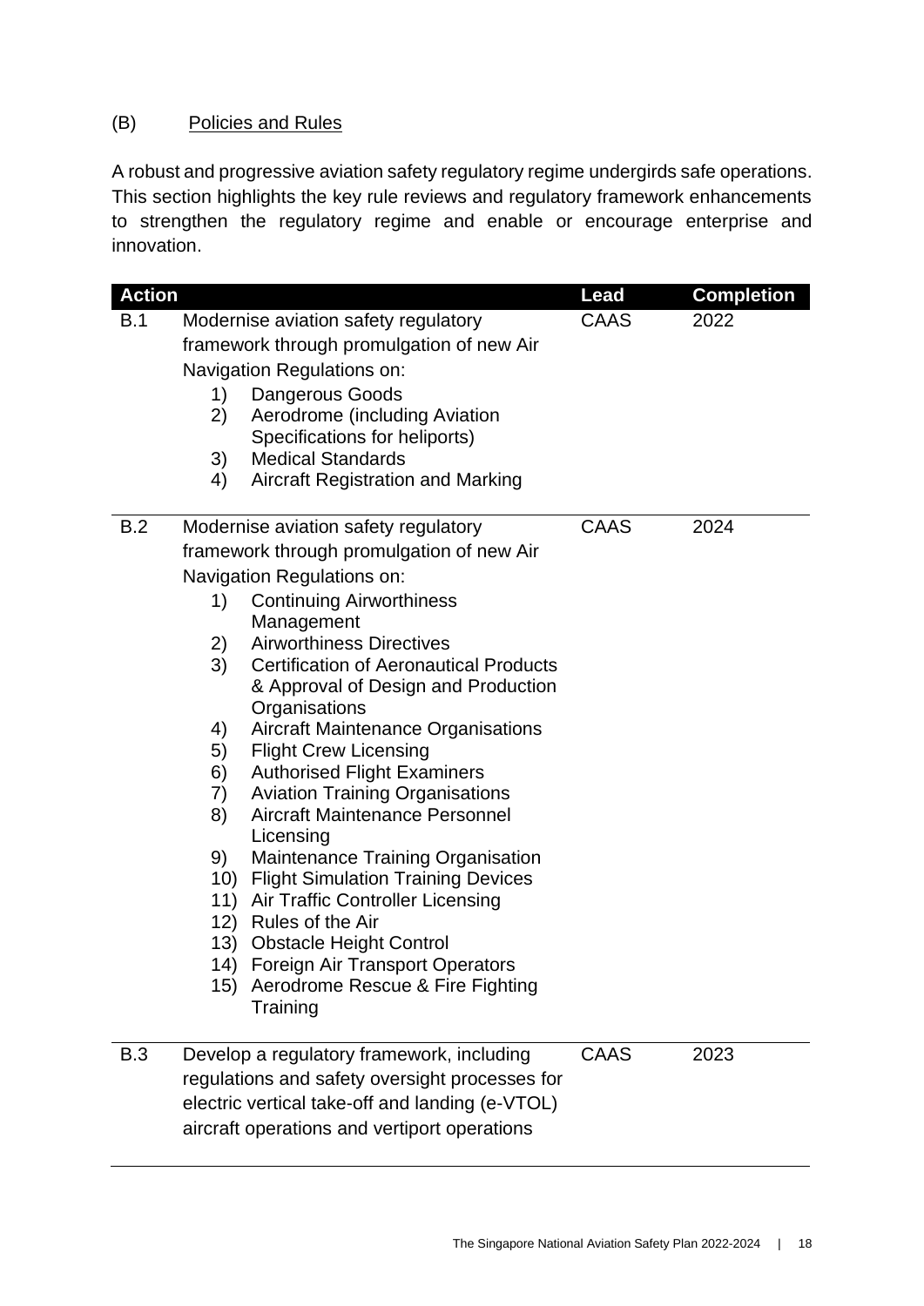## (B) Policies and Rules

A robust and progressive aviation safety regulatory regime undergirds safe operations. This section highlights the key rule reviews and regulatory framework enhancements to strengthen the regulatory regime and enable or encourage enterprise and innovation.

| Action | | Lead | Completion |
|---|---|---|---|
| B.1 | Modernise aviation safety regulatory framework through promulgation of new Air Navigation Regulations on:<br>1) Dangerous Goods<br>2) Aerodrome (including Aviation Specifications for heliports)<br>3) Medical Standards<br>4) Aircraft Registration and Marking | CAAS | 2022 |
| B.2 | Modernise aviation safety regulatory framework through promulgation of new Air Navigation Regulations on:<br>1) Continuing Airworthiness Management<br>2) Airworthiness Directives<br>3) Certification of Aeronautical Products & Approval of Design and Production Organisations<br>4) Aircraft Maintenance Organisations<br>5) Flight Crew Licensing<br>6) Authorised Flight Examiners<br>7) Aviation Training Organisations<br>8) Aircraft Maintenance Personnel Licensing<br>9) Maintenance Training Organisation<br>10) Flight Simulation Training Devices<br>11) Air Traffic Controller Licensing<br>12) Rules of the Air<br>13) Obstacle Height Control<br>14) Foreign Air Transport Operators<br>15) Aerodrome Rescue & Fire Fighting Training | CAAS | 2024 |
| B.3 | Develop a regulatory framework, including regulations and safety oversight processes for electric vertical take-off and landing (e-VTOL) aircraft operations and vertiport operations | CAAS | 2023 |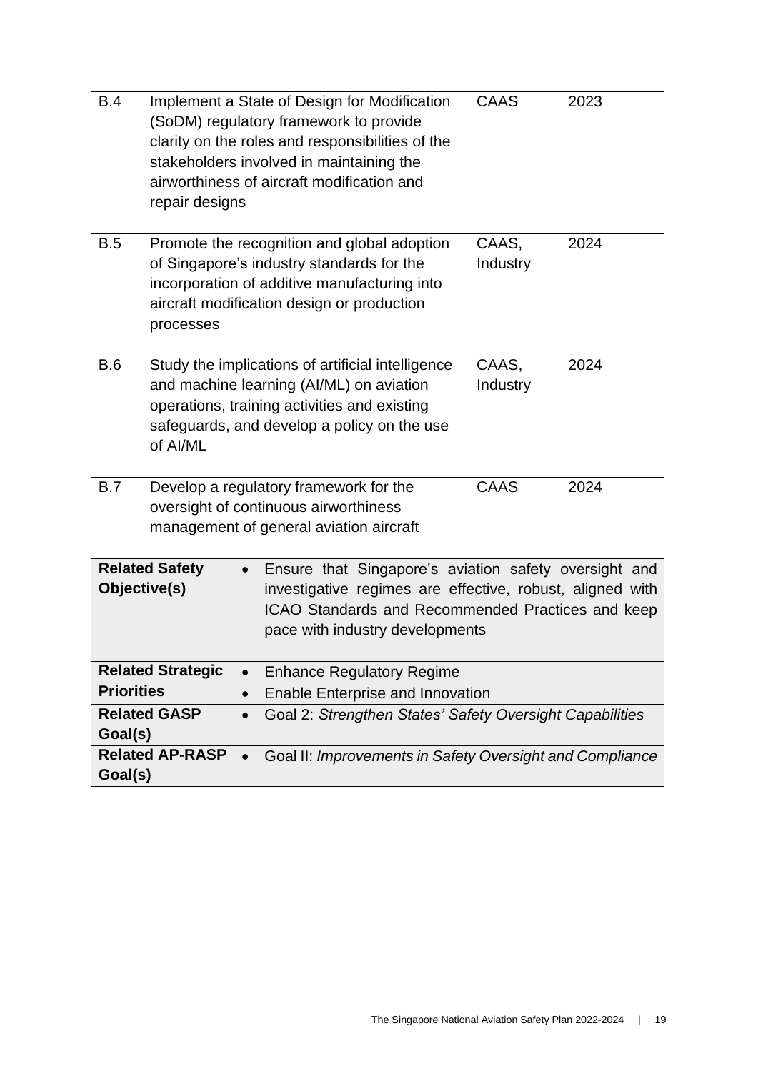| | | | |
|---|---|---|---|
| B.4 | Implement a State of Design for Modification (SoDM) regulatory framework to provide clarity on the roles and responsibilities of the stakeholders involved in maintaining the airworthiness of aircraft modification and repair designs | CAAS | 2023 |
| B.5 | Promote the recognition and global adoption of Singapore's industry standards for the incorporation of additive manufacturing into aircraft modification design or production processes | CAAS, Industry | 2024 |
| B.6 | Study the implications of artificial intelligence and machine learning (AI/ML) on aviation operations, training activities and existing safeguards, and develop a policy on the use of AI/ML | CAAS, Industry | 2024 |
| B.7 | Develop a regulatory framework for the oversight of continuous airworthiness management of general aviation aircraft | CAAS | 2024 |

| | |
|---|---|
| **Related Safety Objective(s)** | • Ensure that Singapore's aviation safety oversight and investigative regimes are effective, robust, aligned with ICAO Standards and Recommended Practices and keep pace with industry developments |
| **Related Strategic Priorities** | • Enhance Regulatory Regime<br>• Enable Enterprise and Innovation |
| **Related GASP Goal(s)** | • Goal 2: *Strengthen States' Safety Oversight Capabilities* |
| **Related AP-RASP Goal(s)** | • Goal II: *Improvements in Safety Oversight and Compliance* |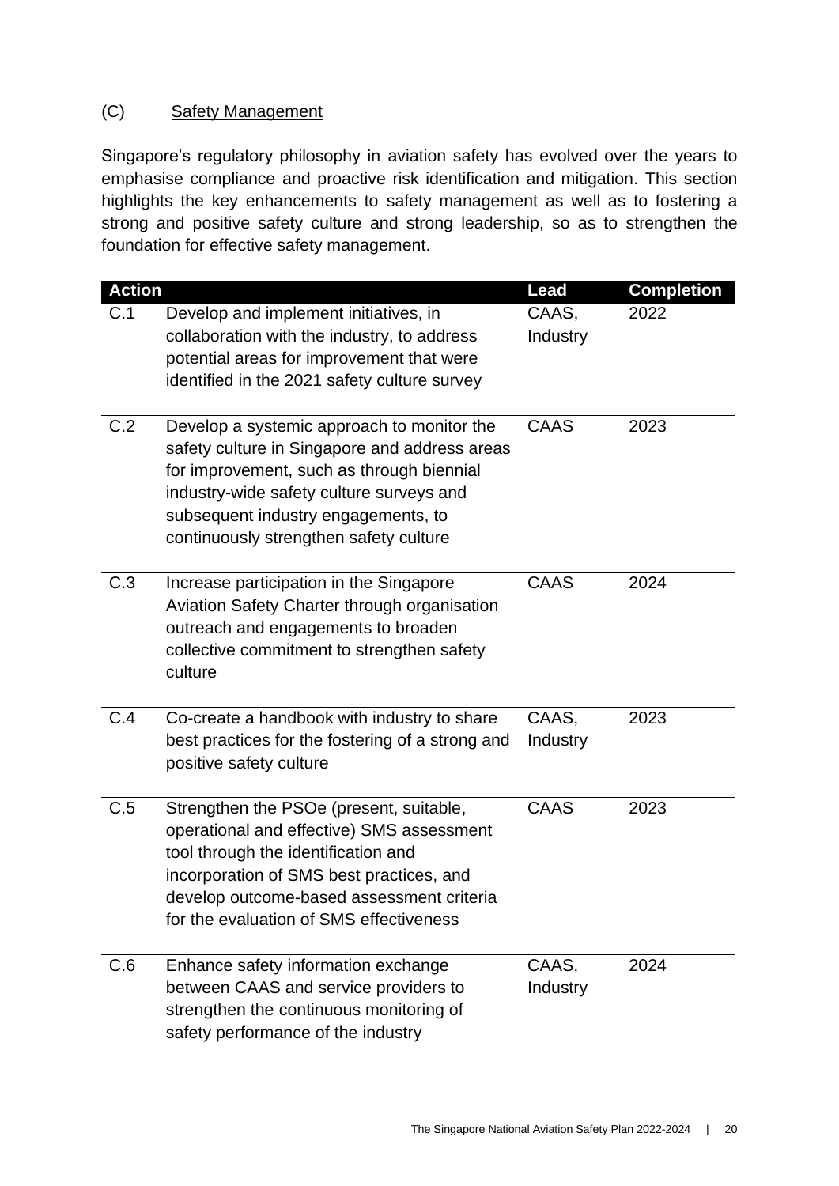## (C) Safety Management

Singapore's regulatory philosophy in aviation safety has evolved over the years to emphasise compliance and proactive risk identification and mitigation. This section highlights the key enhancements to safety management as well as to fostering a strong and positive safety culture and strong leadership, so as to strengthen the foundation for effective safety management.

| Action | | Lead | Completion |
|---|---|---|---|
| C.1 | Develop and implement initiatives, in collaboration with the industry, to address potential areas for improvement that were identified in the 2021 safety culture survey | CAAS, Industry | 2022 |
| C.2 | Develop a systemic approach to monitor the safety culture in Singapore and address areas for improvement, such as through biennial industry-wide safety culture surveys and subsequent industry engagements, to continuously strengthen safety culture | CAAS | 2023 |
| C.3 | Increase participation in the Singapore Aviation Safety Charter through organisation outreach and engagements to broaden collective commitment to strengthen safety culture | CAAS | 2024 |
| C.4 | Co-create a handbook with industry to share best practices for the fostering of a strong and positive safety culture | CAAS, Industry | 2023 |
| C.5 | Strengthen the PSOe (present, suitable, operational and effective) SMS assessment tool through the identification and incorporation of SMS best practices, and develop outcome-based assessment criteria for the evaluation of SMS effectiveness | CAAS | 2023 |
| C.6 | Enhance safety information exchange between CAAS and service providers to strengthen the continuous monitoring of safety performance of the industry | CAAS, Industry | 2024 |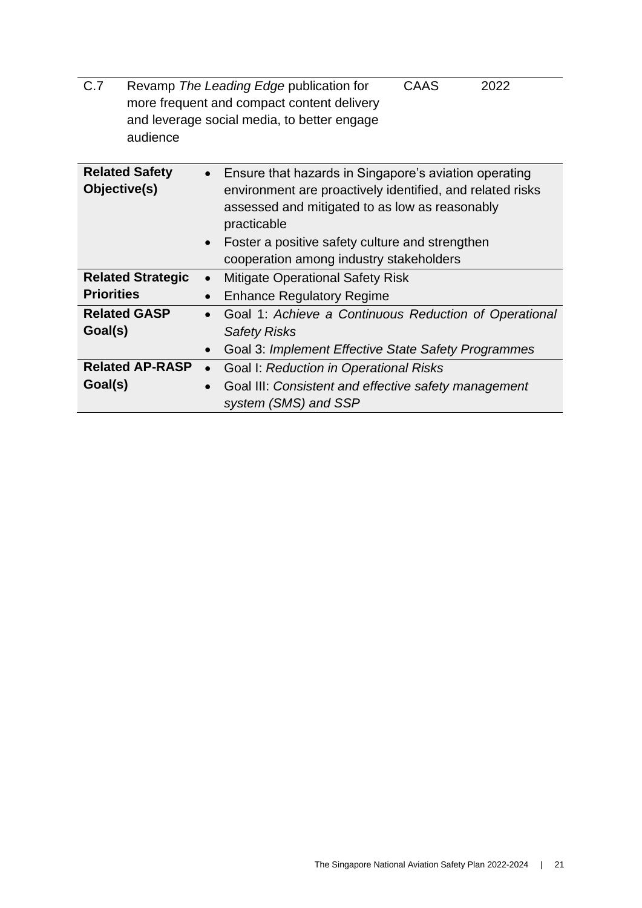| | | | |
|---|---|---|---|
| C.7 | Revamp *The Leading Edge* publication for more frequent and compact content delivery and leverage social media, to better engage audience | CAAS | 2022 |

| | |
|---|---|
| **Related Safety Objective(s)** | • Ensure that hazards in Singapore's aviation operating environment are proactively identified, and related risks assessed and mitigated to as low as reasonably practicable<br>• Foster a positive safety culture and strengthen cooperation among industry stakeholders |
| **Related Strategic Priorities** | • Mitigate Operational Safety Risk<br>• Enhance Regulatory Regime |
| **Related GASP Goal(s)** | • Goal 1: *Achieve a Continuous Reduction of Operational Safety Risks*<br>• Goal 3: *Implement Effective State Safety Programmes* |
| **Related AP-RASP Goal(s)** | • Goal I: *Reduction in Operational Risks*<br>• Goal III: *Consistent and effective safety management system (SMS) and SSP* |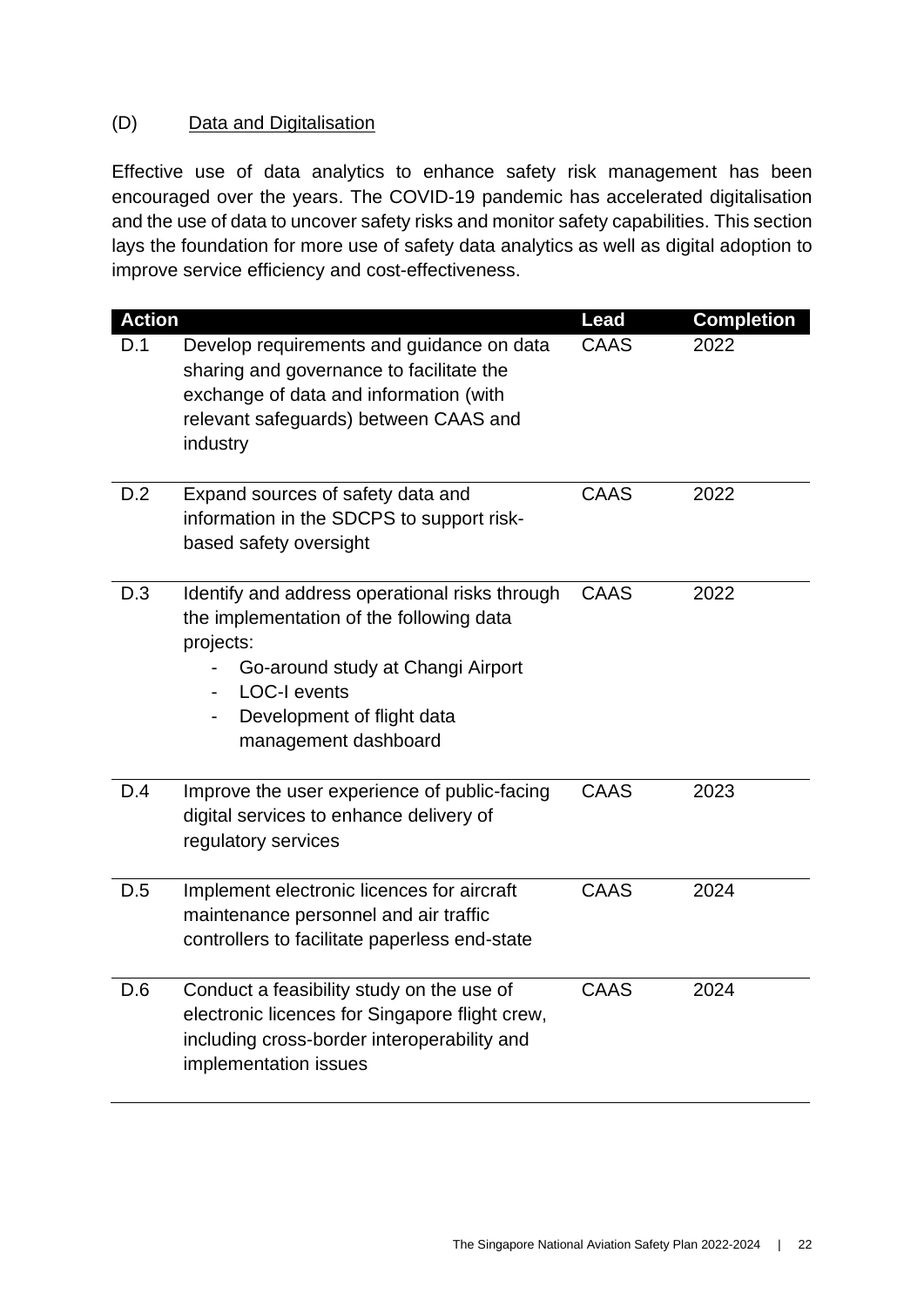## (D) Data and Digitalisation

Effective use of data analytics to enhance safety risk management has been encouraged over the years. The COVID-19 pandemic has accelerated digitalisation and the use of data to uncover safety risks and monitor safety capabilities. This section lays the foundation for more use of safety data analytics as well as digital adoption to improve service efficiency and cost-effectiveness.

| Action | | Lead | Completion |
|---|---|---|---|
| D.1 | Develop requirements and guidance on data sharing and governance to facilitate the exchange of data and information (with relevant safeguards) between CAAS and industry | CAAS | 2022 |
| D.2 | Expand sources of safety data and information in the SDCPS to support risk-based safety oversight | CAAS | 2022 |
| D.3 | Identify and address operational risks through the implementation of the following data projects:<br>- Go-around study at Changi Airport<br>- LOC-I events<br>- Development of flight data management dashboard | CAAS | 2022 |
| D.4 | Improve the user experience of public-facing digital services to enhance delivery of regulatory services | CAAS | 2023 |
| D.5 | Implement electronic licences for aircraft maintenance personnel and air traffic controllers to facilitate paperless end-state | CAAS | 2024 |
| D.6 | Conduct a feasibility study on the use of electronic licences for Singapore flight crew, including cross-border interoperability and implementation issues | CAAS | 2024 |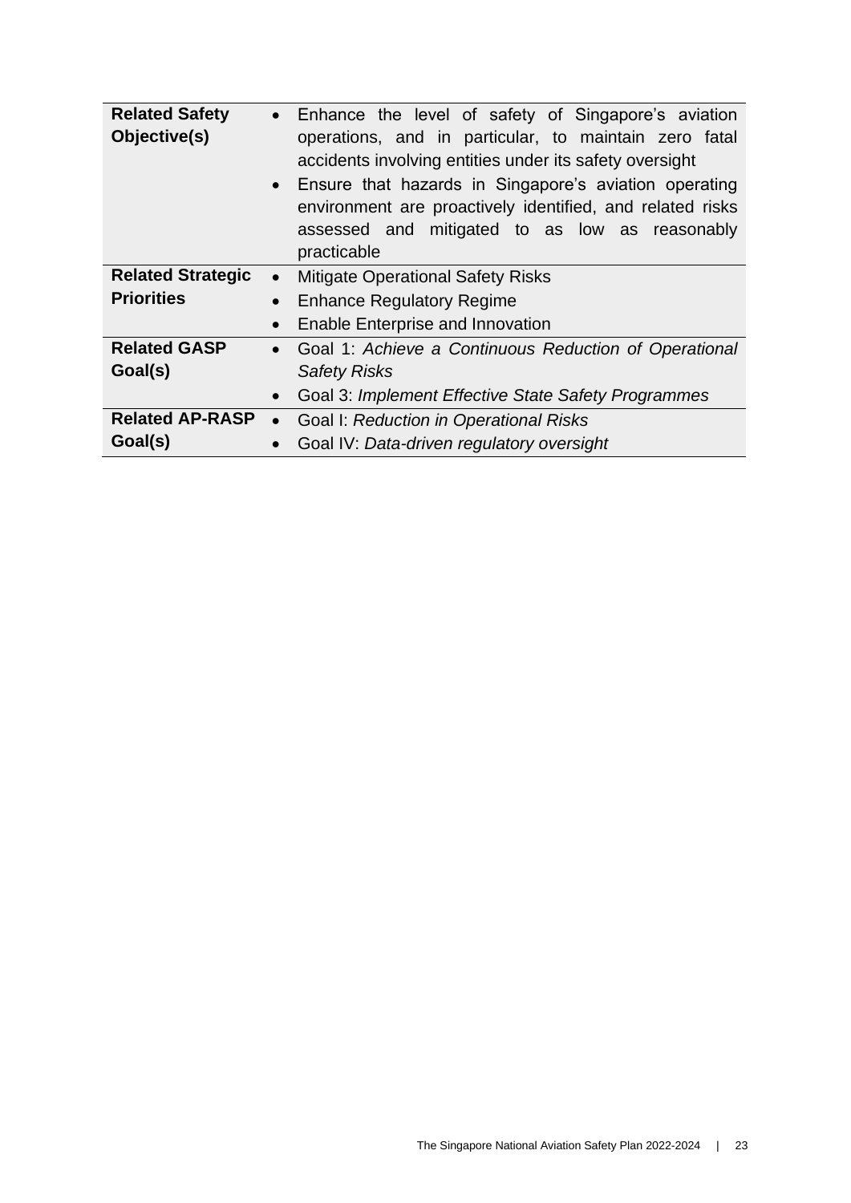| | |
|---|---|
| **Related Safety Objective(s)** | • Enhance the level of safety of Singapore's aviation operations, and in particular, to maintain zero fatal accidents involving entities under its safety oversight<br>• Ensure that hazards in Singapore's aviation operating environment are proactively identified, and related risks assessed and mitigated to as low as reasonably practicable |
| **Related Strategic Priorities** | • Mitigate Operational Safety Risks<br>• Enhance Regulatory Regime<br>• Enable Enterprise and Innovation |
| **Related GASP Goal(s)** | • Goal 1: *Achieve a Continuous Reduction of Operational Safety Risks*<br>• Goal 3: *Implement Effective State Safety Programmes* |
| **Related AP-RASP Goal(s)** | • Goal I: *Reduction in Operational Risks*<br>• Goal IV: *Data-driven regulatory oversight* |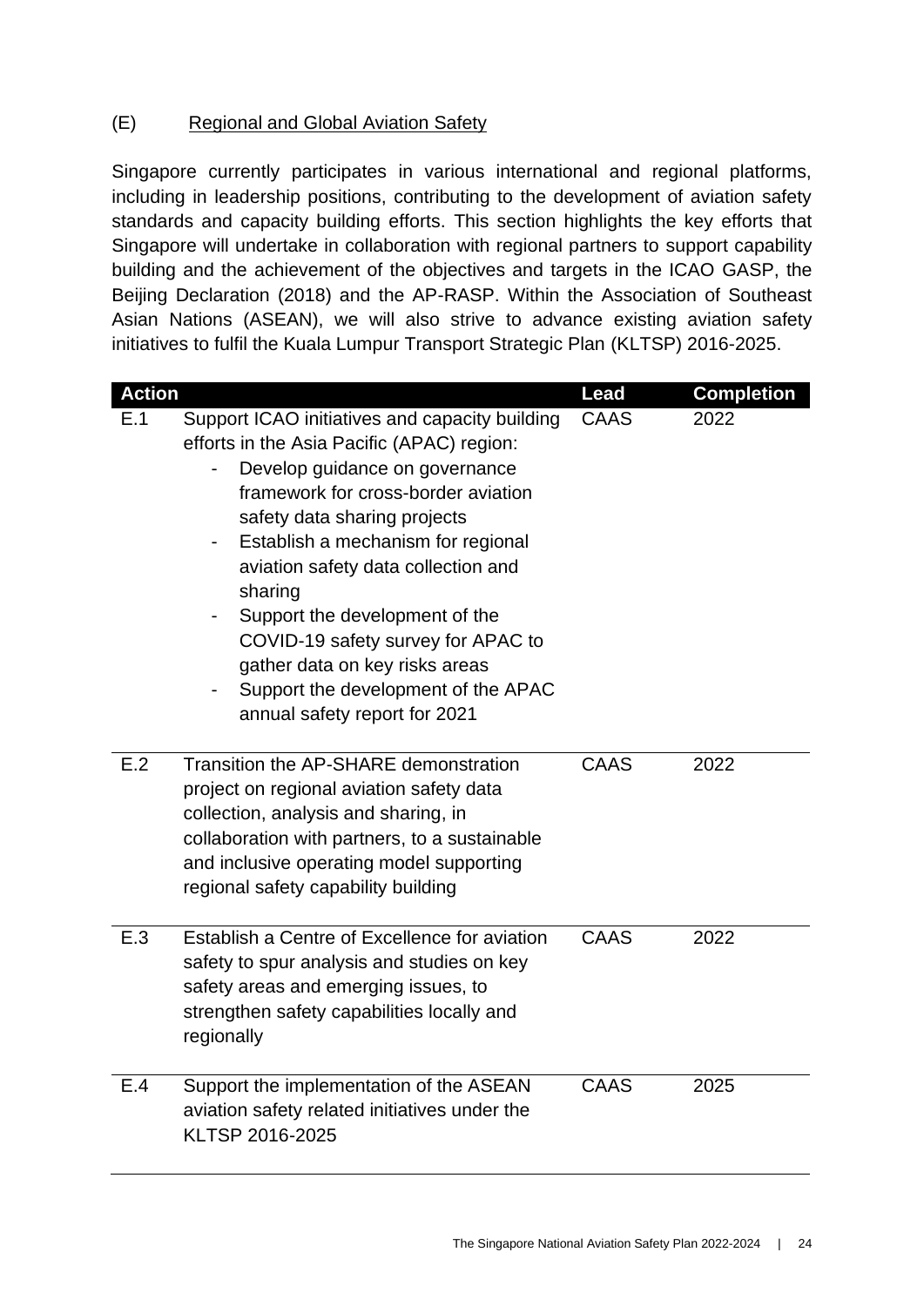## (E) Regional and Global Aviation Safety

Singapore currently participates in various international and regional platforms, including in leadership positions, contributing to the development of aviation safety standards and capacity building efforts. This section highlights the key efforts that Singapore will undertake in collaboration with regional partners to support capability building and the achievement of the objectives and targets in the ICAO GASP, the Beijing Declaration (2018) and the AP-RASP. Within the Association of Southeast Asian Nations (ASEAN), we will also strive to advance existing aviation safety initiatives to fulfil the Kuala Lumpur Transport Strategic Plan (KLTSP) 2016-2025.

| Action | | Lead | Completion |
|---|---|---|---|
| E.1 | Support ICAO initiatives and capacity building efforts in the Asia Pacific (APAC) region:<br>- Develop guidance on governance framework for cross-border aviation safety data sharing projects<br>- Establish a mechanism for regional aviation safety data collection and sharing<br>- Support the development of the COVID-19 safety survey for APAC to gather data on key risks areas<br>- Support the development of the APAC annual safety report for 2021 | CAAS | 2022 |
| E.2 | Transition the AP-SHARE demonstration project on regional aviation safety data collection, analysis and sharing, in collaboration with partners, to a sustainable and inclusive operating model supporting regional safety capability building | CAAS | 2022 |
| E.3 | Establish a Centre of Excellence for aviation safety to spur analysis and studies on key safety areas and emerging issues, to strengthen safety capabilities locally and regionally | CAAS | 2022 |
| E.4 | Support the implementation of the ASEAN aviation safety related initiatives under the KLTSP 2016-2025 | CAAS | 2025 |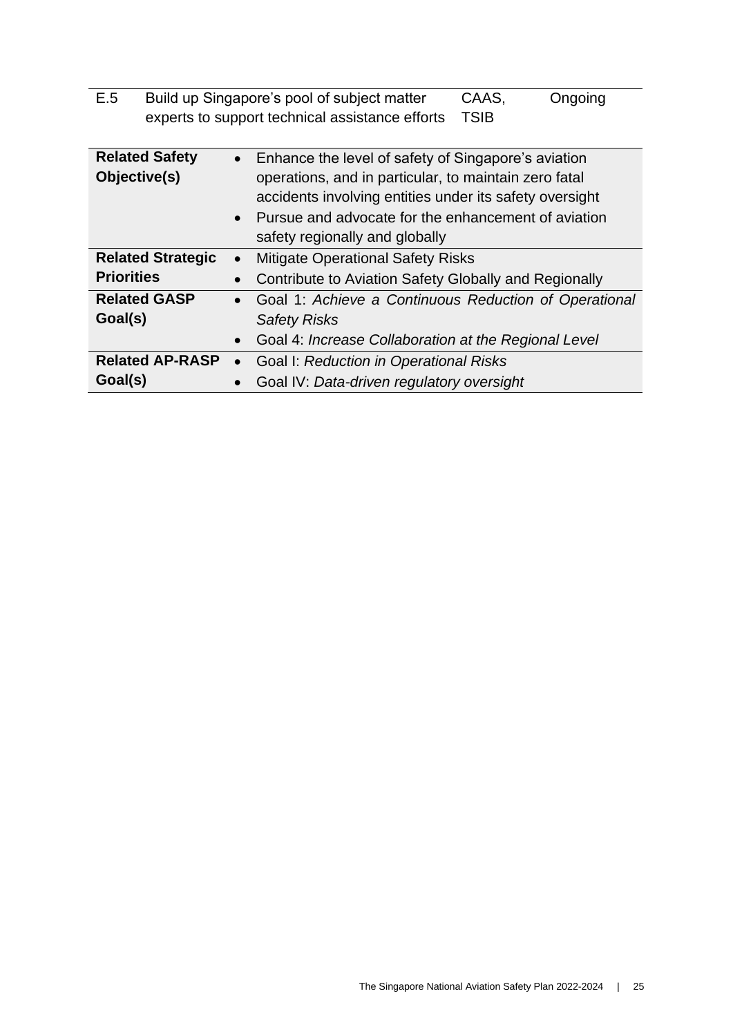| E.5 | Build up Singapore's pool of subject matter experts to support technical assistance efforts | CAAS, TSIB | Ongoing |
|---|---|---|---|

| **Related Safety Objective(s)** | • Enhance the level of safety of Singapore's aviation operations, and in particular, to maintain zero fatal accidents involving entities under its safety oversight<br>• Pursue and advocate for the enhancement of aviation safety regionally and globally |
|---|---|
| **Related Strategic Priorities** | • Mitigate Operational Safety Risks<br>• Contribute to Aviation Safety Globally and Regionally |
| **Related GASP Goal(s)** | • Goal 1: *Achieve a Continuous Reduction of Operational Safety Risks*<br>• Goal 4: *Increase Collaboration at the Regional Level* |
| **Related AP-RASP Goal(s)** | • Goal I: *Reduction in Operational Risks*<br>• Goal IV: *Data-driven regulatory oversight* |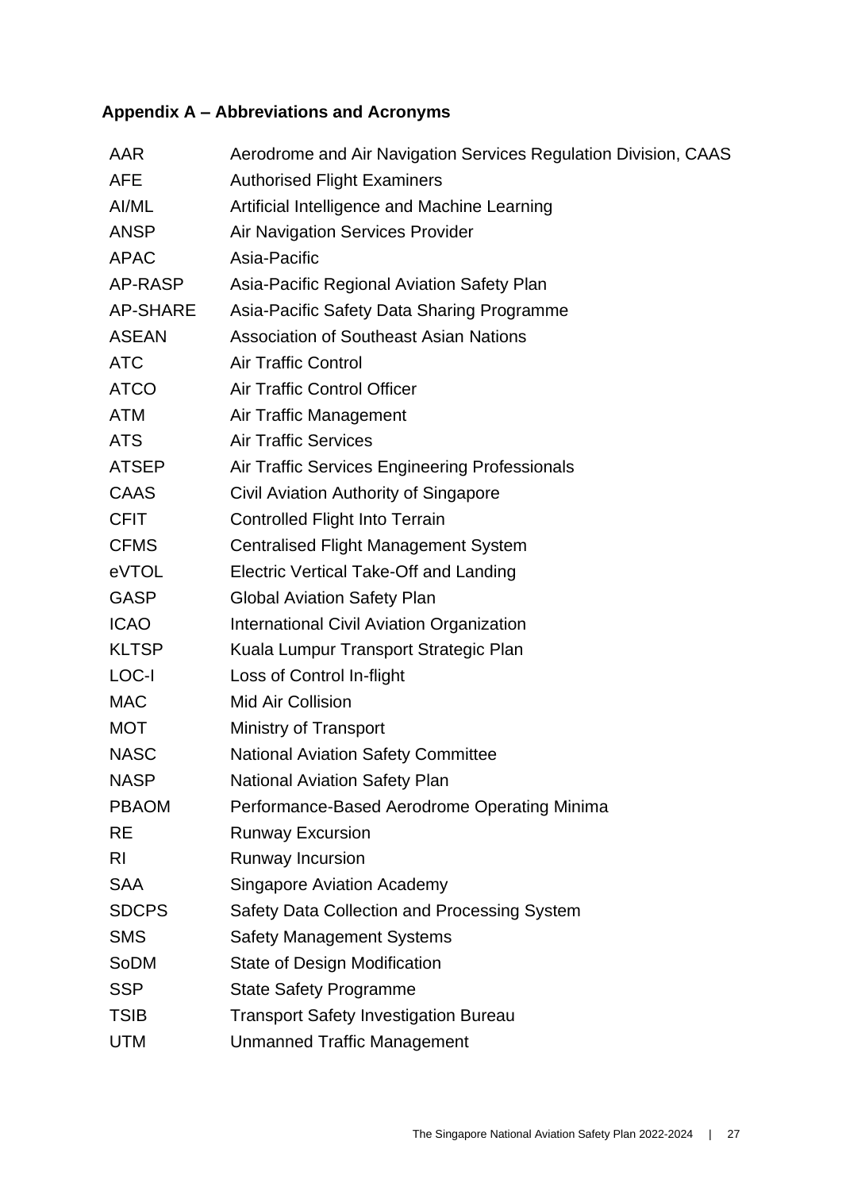## Appendix A – Abbreviations and Acronyms

| | |
|---|---|
| AAR | Aerodrome and Air Navigation Services Regulation Division, CAAS |
| AFE | Authorised Flight Examiners |
| AI/ML | Artificial Intelligence and Machine Learning |
| ANSP | Air Navigation Services Provider |
| APAC | Asia-Pacific |
| AP-RASP | Asia-Pacific Regional Aviation Safety Plan |
| AP-SHARE | Asia-Pacific Safety Data Sharing Programme |
| ASEAN | Association of Southeast Asian Nations |
| ATC | Air Traffic Control |
| ATCO | Air Traffic Control Officer |
| ATM | Air Traffic Management |
| ATS | Air Traffic Services |
| ATSEP | Air Traffic Services Engineering Professionals |
| CAAS | Civil Aviation Authority of Singapore |
| CFIT | Controlled Flight Into Terrain |
| CFMS | Centralised Flight Management System |
| eVTOL | Electric Vertical Take-Off and Landing |
| GASP | Global Aviation Safety Plan |
| ICAO | International Civil Aviation Organization |
| KLTSP | Kuala Lumpur Transport Strategic Plan |
| LOC-I | Loss of Control In-flight |
| MAC | Mid Air Collision |
| MOT | Ministry of Transport |
| NASC | National Aviation Safety Committee |
| NASP | National Aviation Safety Plan |
| PBAOM | Performance-Based Aerodrome Operating Minima |
| RE | Runway Excursion |
| RI | Runway Incursion |
| SAA | Singapore Aviation Academy |
| SDCPS | Safety Data Collection and Processing System |
| SMS | Safety Management Systems |
| SoDM | State of Design Modification |
| SSP | State Safety Programme |
| TSIB | Transport Safety Investigation Bureau |
| UTM | Unmanned Traffic Management |